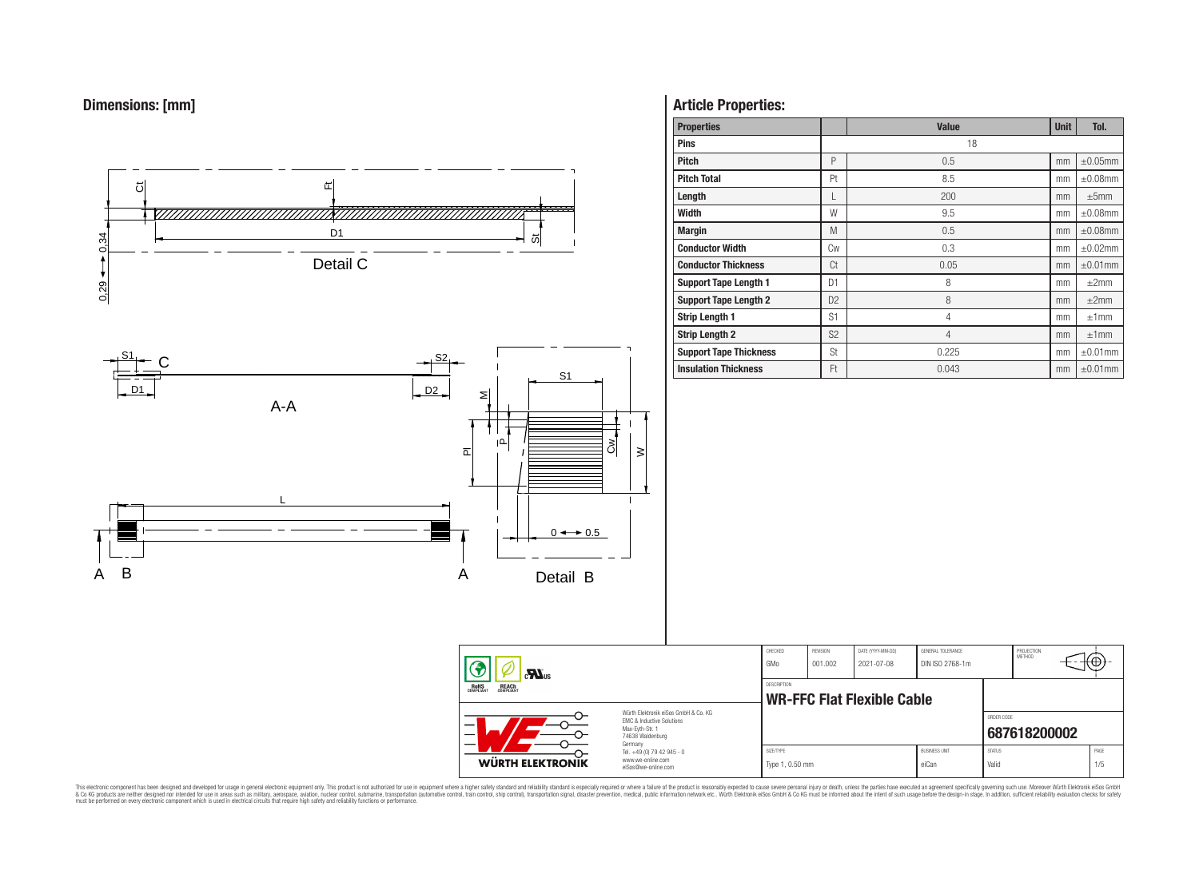## Dimensions: [mm]

Detail C

A-A

Detail B

## Article Properties:

| Properties | | Value | Unit | Tol. |
|---|---|---|---|---|
| Pins | | 18 | | |
| Pitch | P | 0.5 | mm | ±0.05mm |
| Pitch Total | Pt | 8.5 | mm | ±0.08mm |
| Length | L | 200 | mm | ±5mm |
| Width | W | 9.5 | mm | ±0.08mm |
| Margin | M | 0.5 | mm | ±0.08mm |
| Conductor Width | Cw | 0.3 | mm | ±0.02mm |
| Conductor Thickness | Ct | 0.05 | mm | ±0.01mm |
| Support Tape Length 1 | D1 | 8 | mm | ±2mm |
| Support Tape Length 2 | D2 | 8 | mm | ±2mm |
| Strip Length 1 | S1 | 4 | mm | ±1mm |
| Strip Length 2 | S2 | 4 | mm | ±1mm |
| Support Tape Thickness | St | 0.225 | mm | ±0.01mm |
| Insulation Thickness | Ft | 0.043 | mm | ±0.01mm |

| CHECKED | REVISION | DATE (YYYY-MM-DD) | GENERAL TOLERANCE | PROJECTION METHOD |
|---|---|---|---|---|
| GMo | 001.002 | 2021-07-08 | DIN ISO 2768-1m | |

DESCRIPTION: **WR-FFC Flat Flexible Cable**

ORDER CODE: **687618200002**

| SIZE/TYPE | BUSINESS UNIT | STATUS | PAGE |
|---|---|---|---|
| Type 1, 0.50 mm | eiCan | Valid | 1/5 |

Würth Elektronik eiSos GmbH & Co. KG
EMC & Inductive Solutions
Max-Eyth-Str. 1
74638 Waldenburg
Germany
Tel. +49 (0) 79 42 945 - 0
www.we-online.com
eiSos@we-online.com

This electronic component has been designed and developed for usage in general electronic equipment only. This product is not authorized for use in equipment where a higher safety standard and reliability standard is especially required or where a failure of the product is reasonably expected to cause severe personal injury or death, unless the parties have executed an agreement specifically governing such use. Moreover Würth Elektronik eiSos GmbH & Co KG products are neither designed nor intended for use in areas such as military, aerospace, aviation, nuclear control, submarine, transportation (automotive control, train control, ship control), transportation signal, disaster prevention, medical, public information network etc.. Würth Elektronik eiSos GmbH & Co KG must be informed about the intent of such usage before the design-in stage. In addition, sufficient reliability evaluation checks for safety must be performed on every electronic component which is used in electrical circuits that require high safety and reliability functions or performance.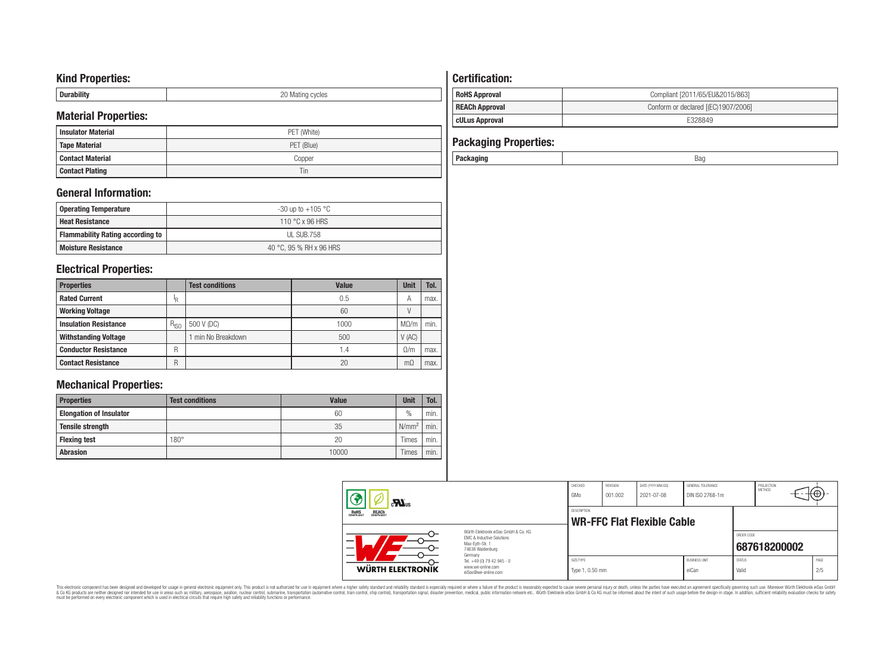## Kind Properties:

| Durability | 20 Mating cycles |
|---|---|

## Material Properties:

| Insulator Material | PET (White) |
|---|---|
| Tape Material | PET (Blue) |
| Contact Material | Copper |
| Contact Plating | Tin |

## General Information:

| Operating Temperature | -30 up to +105 °C |
|---|---|
| Heat Resistance | 110 °C x 96 HRS |
| Flammability Rating according to | UL SUB.758 |
| Moisture Resistance | 40 °C, 95 % RH x 96 HRS |

## Electrical Properties:

| Properties | | Test conditions | Value | Unit | Tol. |
|---|---|---|---|---|---|
| Rated Current | $I_R$ | | 0.5 | A | max. |
| Working Voltage | | | 60 | V | |
| Insulation Resistance | $R_{ISO}$ | 500 V (DC) | 1000 | MΩ/m | min. |
| Withstanding Voltage | | 1 min No Breakdown | 500 | V (AC) | |
| Conductor Resistance | R | | 1.4 | Ω/m | max. |
| Contact Resistance | R | | 20 | mΩ | max. |

## Mechanical Properties:

| Properties | Test conditions | Value | Unit | Tol. |
|---|---|---|---|---|
| Elongation of Insulator | | 60 | % | min. |
| Tensile strength | | 35 | $N/mm^2$ | min. |
| Flexing test | 180° | 20 | Times | min. |
| Abrasion | | 10000 | Times | min. |

## Certification:

| RoHS Approval | Compliant [2011/65/EU&2015/863] |
|---|---|
| REACh Approval | Conform or declared [(EC)1907/2006] |
| cULus Approval | E328849 |

## Packaging Properties:

| Packaging | Bag |
|---|---|

| CHECKED | REVISION | DATE (YYYY-MM-DD) | GENERAL TOLERANCE | PROJECTION METHOD |
|---|---|---|---|---|
| GMo | 001.002 | 2021-07-08 | DIN ISO 2768-1m | |

DESCRIPTION: **WR-FFC Flat Flexible Cable**

ORDER CODE: **687618200002**

| SIZE/TYPE | BUSINESS UNIT | STATUS | PAGE |
|---|---|---|---|
| Type 1, 0.50 mm | eiCan | Valid | 2/5 |

Würth Elektronik eiSos GmbH & Co. KG
EMC & Inductive Solutions
Max-Eyth-Str. 1
74638 Waldenburg
Germany
Tel. +49 (0) 79 42 945 - 0
www.we-online.com
eiSos@we-online.com

WÜRTH ELEKTRONIK

This electronic component has been designed and developed for usage in general electronic equipment only. This product is not authorized for use in equipment where a higher safety standard and reliability standard is especially required or where a failure of the product is reasonably expected to cause severe personal injury or death, unless the parties have executed an agreement specifically governing such use. Moreover Würth Elektronik eiSos GmbH & Co KG products are neither designed nor intended for use in areas such as military, aerospace, aviation, nuclear control, submarine, transportation (automotive control, train control, ship control), transportation signal, disaster prevention, medical, public information network etc.. Würth Elektronik eiSos GmbH & Co KG must be informed about the intent of such usage before the design-in stage. In addition, sufficient reliability evaluation checks for safety must be performed on every electronic component which is used in electrical circuits that require high safety and reliability functions or performance.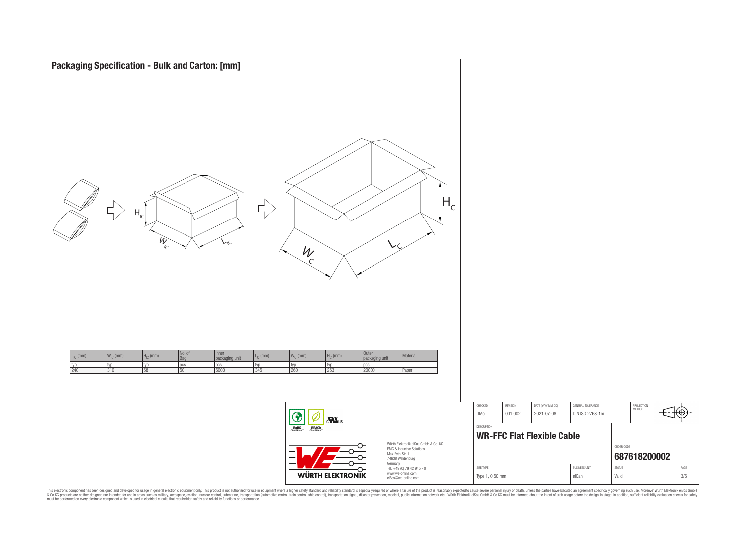# Packaging Specification - Bulk and Carton: [mm]

| $L_{IC}$ (mm) | $W_{IC}$ (mm) | $H_{IC}$ (mm) | No. of Bag | Inner packaging unit | $L_C$ (mm) | $W_C$ (mm) | $H_C$ (mm) | Outer packaging unit | Material |
|---|---|---|---|---|---|---|---|---|---|
| typ. | typ. | typ. | pcs. | pcs. | typ. | typ. | typ. | pcs. | |
| 240 | 310 | 58 | 50 | 5000 | 345 | 260 | 253 | 20000 | Paper |

| CHECKED | REVISION | DATE (YYYY-MM-DD) | GENERAL TOLERANCE | PROJECTION METHOD |
|---|---|---|---|---|
| GMo | 001.002 | 2021-07-08 | DIN ISO 2768-1m | |

DESCRIPTION
**WR-FFC Flat Flexible Cable**

ORDER CODE
**687618200002**

| SIZE/TYPE | BUSINESS UNIT | STATUS | PAGE |
|---|---|---|---|
| Type 1, 0.50 mm | eiCan | Valid | 3/5 |

Würth Elektronik eiSos GmbH & Co. KG
EMC & Inductive Solutions
Max-Eyth-Str. 1
74638 Waldenburg
Germany
Tel. +49 (0) 79 42 945 - 0
www.we-online.com
eiSos@we-online.com

This electronic component has been designed and developed for usage in general electronic equipment only. This product is not authorized for use in equipment where a higher safety standard and reliability standard is especially required or where a failure of the product is reasonably expected to cause severe personal injury or death, unless the parties have executed an agreement specifically governing such use. Moreover Würth Elektronik eiSos GmbH & Co KG products are neither designed nor intended for use in areas such as military, aerospace, aviation, nuclear control, submarine, transportation (automotive control, train control, ship control), transportation signal, disaster prevention, medical, public information network etc.. Würth Elektronik eiSos GmbH & Co KG must be informed about the intent of such usage before the design-in stage. In addition, sufficient reliability evaluation checks for safety must be performed on every electronic component which is used in electrical circuits that require high safety and reliability functions or performance.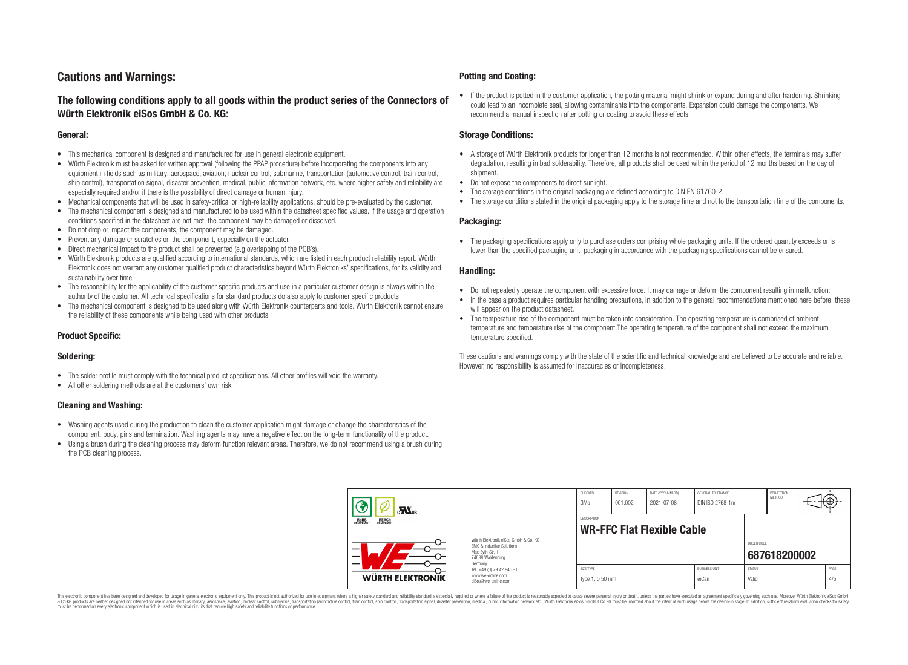# Cautions and Warnings:

## The following conditions apply to all goods within the product series of the Connectors of Würth Elektronik eiSos GmbH & Co. KG:

### General:

- This mechanical component is designed and manufactured for use in general electronic equipment.
- Würth Elektronik must be asked for written approval (following the PPAP procedure) before incorporating the components into any equipment in fields such as military, aerospace, aviation, nuclear control, submarine, transportation (automotive control, train control, ship control), transportation signal, disaster prevention, medical, public information network, etc. where higher safety and reliability are especially required and/or if there is the possibility of direct damage or human injury.
- Mechanical components that will be used in safety-critical or high-reliability applications, should be pre-evaluated by the customer.
- The mechanical component is designed and manufactured to be used within the datasheet specified values. If the usage and operation conditions specified in the datasheet are not met, the component may be damaged or dissolved.
- Do not drop or impact the components, the component may be damaged.
- Prevent any damage or scratches on the component, especially on the actuator.
- Direct mechanical impact to the product shall be prevented (e.g overlapping of the PCB´s).
- Würth Elektronik products are qualified according to international standards, which are listed in each product reliability report. Würth Elektronik does not warrant any customer qualified product characteristics beyond Würth Elektroniks' specifications, for its validity and sustainability over time.
- The responsibility for the applicability of the customer specific products and use in a particular customer design is always within the authority of the customer. All technical specifications for standard products do also apply to customer specific products.
- The mechanical component is designed to be used along with Würth Elektronik counterparts and tools. Würth Elektronik cannot ensure the reliability of these components while being used with other products.

### Product Specific:

### Soldering:

- The solder profile must comply with the technical product specifications. All other profiles will void the warranty.
- All other soldering methods are at the customers' own risk.

### Cleaning and Washing:

- Washing agents used during the production to clean the customer application might damage or change the characteristics of the component, body, pins and termination. Washing agents may have a negative effect on the long-term functionality of the product.
- Using a brush during the cleaning process may deform function relevant areas. Therefore, we do not recommend using a brush during the PCB cleaning process.

### Potting and Coating:

- If the product is potted in the customer application, the potting material might shrink or expand during and after hardening. Shrinking could lead to an incomplete seal, allowing contaminants into the components. Expansion could damage the components. We recommend a manual inspection after potting or coating to avoid these effects.

### Storage Conditions:

- A storage of Würth Elektronik products for longer than 12 months is not recommended. Within other effects, the terminals may suffer degradation, resulting in bad solderability. Therefore, all products shall be used within the period of 12 months based on the day of shipment.
- Do not expose the components to direct sunlight.
- The storage conditions in the original packaging are defined according to DIN EN 61760-2.
- The storage conditions stated in the original packaging apply to the storage time and not to the transportation time of the components.

### Packaging:

- The packaging specifications apply only to purchase orders comprising whole packaging units. If the ordered quantity exceeds or is lower than the specified packaging unit, packaging in accordance with the packaging specifications cannot be ensured.

### Handling:

- Do not repeatedly operate the component with excessive force. It may damage or deform the component resulting in malfunction.
- In the case a product requires particular handling precautions, in addition to the general recommendations mentioned here before, these will appear on the product datasheet.
- The temperature rise of the component must be taken into consideration. The operating temperature is comprised of ambient temperature and temperature rise of the component.The operating temperature of the component shall not exceed the maximum temperature specified.

These cautions and warnings comply with the state of the scientific and technical knowledge and are believed to be accurate and reliable. However, no responsibility is assumed for inaccuracies or incompleteness.

| CHECKED | REVISION | DATE (YYYY-MM-DD) | GENERAL TOLERANCE | PROJECTION METHOD |
|---|---|---|---|---|
| GMo | 001.002 | 2021-07-08 | DIN ISO 2768-1m | |

DESCRIPTION: **WR-FFC Flat Flexible Cable**

ORDER CODE: **687618200002**

| SIZE/TYPE | BUSINESS UNIT | STATUS | PAGE |
|---|---|---|---|
| Type 1, 0.50 mm | eiCan | Valid | 4/5 |

Würth Elektronik eiSos GmbH & Co. KG
EMC & Inductive Solutions
Max-Eyth-Str. 1
74638 Waldenburg
Germany
Tel. +49 (0) 79 42 945 - 0
www.we-online.com
eiSos@we-online.com

This electronic component has been designed and developed for usage in general electronic equipment only. This product is not authorized for use in equipment where a higher safety standard and reliability standard is especially required or where a failure of the product is reasonably expected to cause severe personal injury or death, unless the parties have executed an agreement specifically governing such use. Moreover Würth Elektronik eiSos GmbH & Co KG products are neither designed nor intended for use in areas such as military, aerospace, aviation, nuclear control, submarine, transportation (automotive control, train control, ship control), transportation signal, disaster prevention, medical, public information network etc.. Würth Elektronik eiSos GmbH & Co KG must be informed about the intent of such usage before the design-in stage. In addition, sufficient reliability evaluation checks for safety must be performed on every electronic component which is used in electrical circuits that require high safety and reliability functions or performance.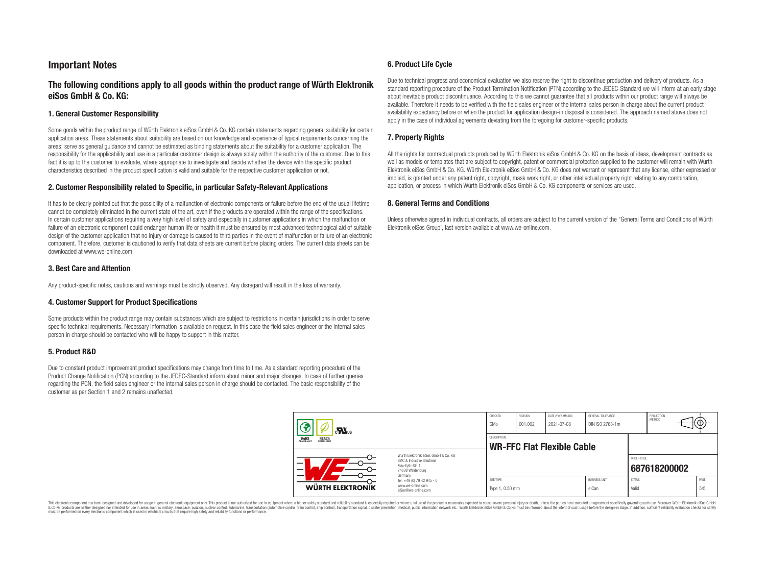# Important Notes

## The following conditions apply to all goods within the product range of Würth Elektronik eiSos GmbH & Co. KG:

### 1. General Customer Responsibility

Some goods within the product range of Würth Elektronik eiSos GmbH & Co. KG contain statements regarding general suitability for certain application areas. These statements about suitability are based on our knowledge and experience of typical requirements concerning the areas, serve as general guidance and cannot be estimated as binding statements about the suitability for a customer application. The responsibility for the applicability and use in a particular customer design is always solely within the authority of the customer. Due to this fact it is up to the customer to evaluate, where appropriate to investigate and decide whether the device with the specific product characteristics described in the product specification is valid and suitable for the respective customer application or not.

### 2. Customer Responsibility related to Specific, in particular Safety-Relevant Applications

It has to be clearly pointed out that the possibility of a malfunction of electronic components or failure before the end of the usual lifetime cannot be completely eliminated in the current state of the art, even if the products are operated within the range of the specifications. In certain customer applications requiring a very high level of safety and especially in customer applications in which the malfunction or failure of an electronic component could endanger human life or health it must be ensured by most advanced technological aid of suitable design of the customer application that no injury or damage is caused to third parties in the event of malfunction or failure of an electronic component. Therefore, customer is cautioned to verify that data sheets are current before placing orders. The current data sheets can be downloaded at www.we-online.com.

### 3. Best Care and Attention

Any product-specific notes, cautions and warnings must be strictly observed. Any disregard will result in the loss of warranty.

### 4. Customer Support for Product Specifications

Some products within the product range may contain substances which are subject to restrictions in certain jurisdictions in order to serve specific technical requirements. Necessary information is available on request. In this case the field sales engineer or the internal sales person in charge should be contacted who will be happy to support in this matter.

### 5. Product R&D

Due to constant product improvement product specifications may change from time to time. As a standard reporting procedure of the Product Change Notification (PCN) according to the JEDEC-Standard inform about minor and major changes. In case of further queries regarding the PCN, the field sales engineer or the internal sales person in charge should be contacted. The basic responsibility of the customer as per Section 1 and 2 remains unaffected.

### 6. Product Life Cycle

Due to technical progress and economical evaluation we also reserve the right to discontinue production and delivery of products. As a standard reporting procedure of the Product Termination Notification (PTN) according to the JEDEC-Standard we will inform at an early stage about inevitable product discontinuance. According to this we cannot guarantee that all products within our product range will always be available. Therefore it needs to be verified with the field sales engineer or the internal sales person in charge about the current product availability expectancy before or when the product for application design-in disposal is considered. The approach named above does not apply in the case of individual agreements deviating from the foregoing for customer-specific products.

### 7. Property Rights

All the rights for contractual products produced by Würth Elektronik eiSos GmbH & Co. KG on the basis of ideas, development contracts as well as models or templates that are subject to copyright, patent or commercial protection supplied to the customer will remain with Würth Elektronik eiSos GmbH & Co. KG. Würth Elektronik eiSos GmbH & Co. KG does not warrant or represent that any license, either expressed or implied, is granted under any patent right, copyright, mask work right, or other intellectual property right relating to any combination, application, or process in which Würth Elektronik eiSos GmbH & Co. KG components or services are used.

### 8. General Terms and Conditions

Unless otherwise agreed in individual contracts, all orders are subject to the current version of the "General Terms and Conditions of Würth Elektronik eiSos Group", last version available at www.we-online.com.

| | | | | | | |
|---|---|---|---|---|---|---|
| CHECKED GMo | REVISION 001.002 | DATE (YYYY-MM-DD) 2021-07-08 | GENERAL TOLERANCE DIN ISO 2768-1m | | PROJECTION METHOD | |
| DESCRIPTION **WR-FFC Flat Flexible Cable** | | | | | | |
| | | | | ORDER CODE **687618200002** | | |
| SIZE/TYPE Type 1, 0.50 mm | | | BUSINESS UNIT eiCan | STATUS Valid | | PAGE 5/5 |

Würth Elektronik eiSos GmbH & Co. KG
EMC & Inductive Solutions
Max-Eyth-Str. 1
74638 Waldenburg
Germany
Tel. +49 (0) 79 42 945 - 0
www.we-online.com
eiSos@we-online.com

WÜRTH ELEKTRONIK

This electronic component has been designed and developed for usage in general electronic equipment only. This product is not authorized for use in equipment where a higher safety standard and reliability standard is especially required or where a failure of the product is reasonably expected to cause severe personal injury or death, unless the parties have executed an agreement specifically governing such use. Moreover Würth Elektronik eiSos GmbH & Co KG products are neither designed nor intended for use in areas such as military, aerospace, aviation, nuclear control, submarine, transportation (automotive control, train control, ship control), transportation signal, disaster prevention, medical, public information network etc.. Würth Elektronik eiSos GmbH & Co KG must be informed about the intent of such usage before the design-in stage. In addition, sufficient reliability evaluation checks for safety must be performed on every electronic component which is used in electrical circuits that require high safety and reliability functions or performance.